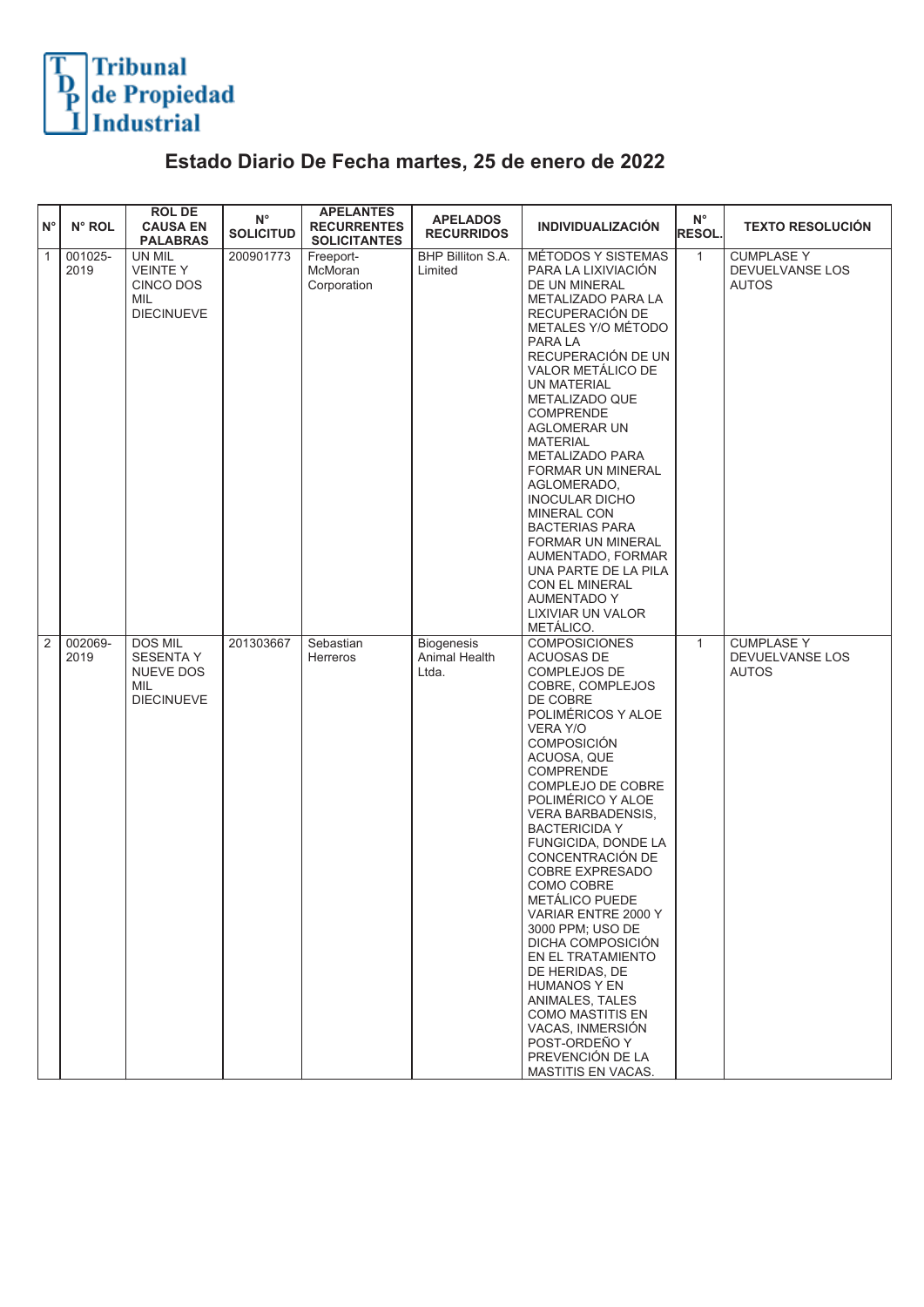Tribunal de Propiedad Industrial

# Estado Diario De Fecha martes, 25 de enero de 2022

| N° | N° ROL | ROL DE CAUSA EN PALABRAS | N° SOLICITUD | APELANTES RECURRENTES SOLICITANTES | APELADOS RECURRIDOS | INDIVIDUALIZACIÓN | N° RESOL. | TEXTO RESOLUCIÓN |
|---|---|---|---|---|---|---|---|---|
| 1 | 001025-2019 | UN MIL VEINTE Y CINCO DOS MIL DIECINUEVE | 200901773 | Freeport-McMoran Corporation | BHP Billiton S.A. Limited | MÉTODOS Y SISTEMAS PARA LA LIXIVIACIÓN DE UN MINERAL METALIZADO PARA LA RECUPERACIÓN DE METALES Y/O MÉTODO PARA LA RECUPERACIÓN DE UN VALOR METÁLICO DE UN MATERIAL METALIZADO QUE COMPRENDE AGLOMERAR UN MATERIAL METALIZADO PARA FORMAR UN MINERAL AGLOMERADO, INOCULAR DICHO MINERAL CON BACTERIAS PARA FORMAR UN MINERAL AUMENTADO, FORMAR UNA PARTE DE LA PILA CON EL MINERAL AUMENTADO Y LIXIVIAR UN VALOR METÁLICO. | 1 | CUMPLASE Y DEVUELVANSE LOS AUTOS |
| 2 | 002069-2019 | DOS MIL SESENTA Y NUEVE DOS MIL DIECINUEVE | 201303667 | Sebastian Herreros | Biogenesis Animal Health Ltda. | COMPOSICIONES ACUOSAS DE COMPLEJOS DE COBRE, COMPLEJOS DE COBRE POLIMÉRICOS Y ALOE VERA Y/O COMPOSICIÓN ACUOSA, QUE COMPRENDE COMPLEJO DE COBRE POLIMÉRICO Y ALOE VERA BARBADENSIS, BACTERICIDA Y FUNGICIDA, DONDE LA CONCENTRACIÓN DE COBRE EXPRESADO COMO COBRE METÁLICO PUEDE VARIAR ENTRE 2000 Y 3000 PPM; USO DE DICHA COMPOSICIÓN EN EL TRATAMIENTO DE HERIDAS, DE HUMANOS Y EN ANIMALES, TALES COMO MASTITIS EN VACAS, INMERSIÓN POST-ORDEÑO Y PREVENCIÓN DE LA MASTITIS EN VACAS. | 1 | CUMPLASE Y DEVUELVANSE LOS AUTOS |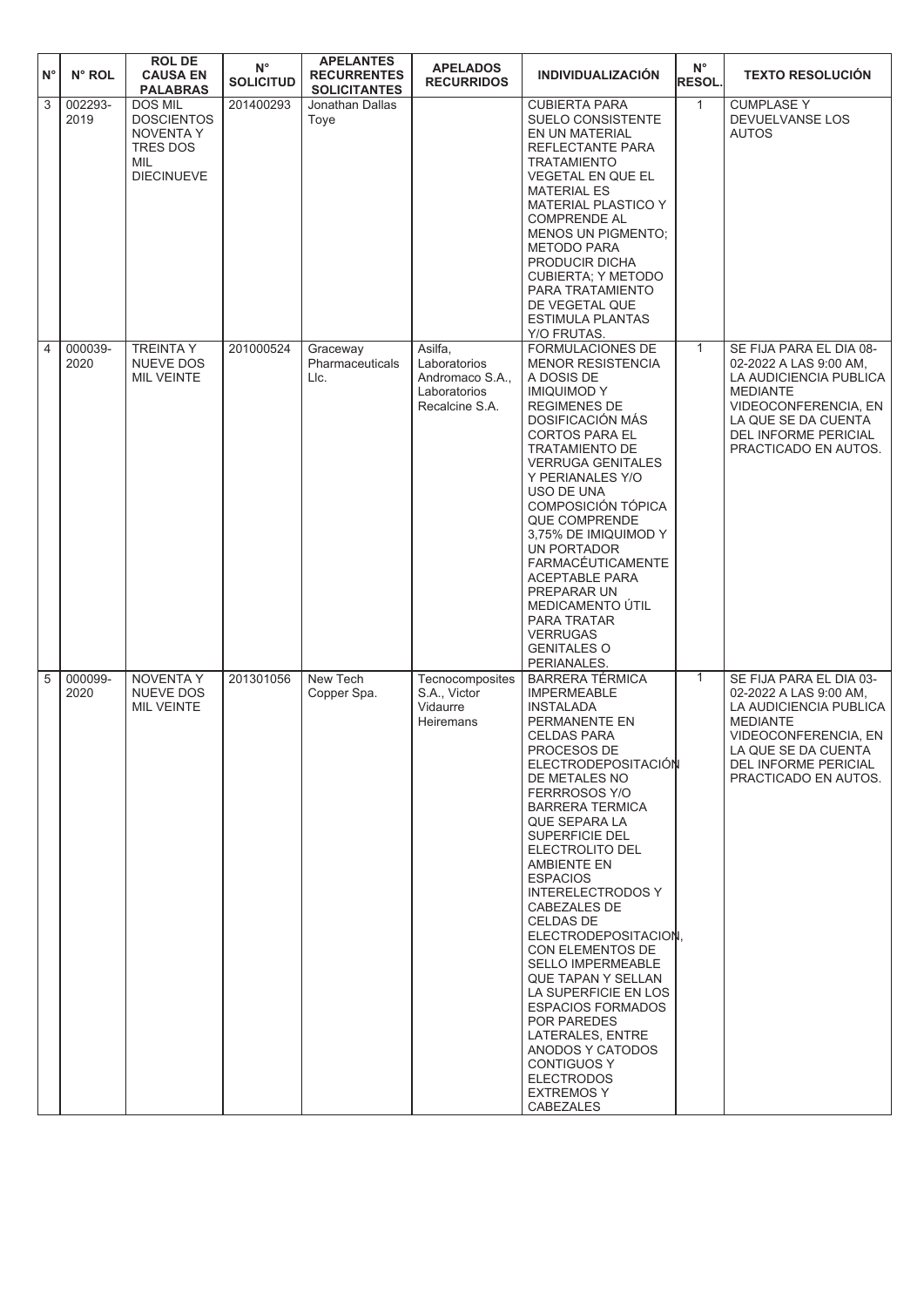| N° | N° ROL | ROL DE CAUSA EN PALABRAS | N° SOLICITUD | APELANTES RECURRENTES SOLICITANTES | APELADOS RECURRIDOS | INDIVIDUALIZACIÓN | N° RESOL. | TEXTO RESOLUCIÓN |
|---|---|---|---|---|---|---|---|---|
| 3 | 002293-2019 | DOS MIL DOSCIENTOS NOVENTA Y TRES DOS MIL DIECINUEVE | 201400293 | Jonathan Dallas Toye | | CUBIERTA PARA SUELO CONSISTENTE EN UN MATERIAL REFLECTANTE PARA TRATAMIENTO VEGETAL EN QUE EL MATERIAL ES MATERIAL PLASTICO Y COMPRENDE AL MENOS UN PIGMENTO; METODO PARA PRODUCIR DICHA CUBIERTA; Y METODO PARA TRATAMIENTO DE VEGETAL QUE ESTIMULA PLANTAS Y/O FRUTAS. | 1 | CUMPLASE Y DEVUELVANSE LOS AUTOS |
| 4 | 000039-2020 | TREINTA Y NUEVE DOS MIL VEINTE | 201000524 | Graceway Pharmaceuticals Llc. | Asilfa, Laboratorios Andromaco S.A., Laboratorios Recalcine S.A. | FORMULACIONES DE MENOR RESISTENCIA A DOSIS DE IMIQUIMOD Y REGIMENES DE DOSIFICACIÓN MÁS CORTOS PARA EL TRATAMIENTO DE VERRUGA GENITALES Y PERIANALES Y/O USO DE UNA COMPOSICIÓN TÓPICA QUE COMPRENDE 3,75% DE IMIQUIMOD Y UN PORTADOR FARMACÉUTICAMENTE ACEPTABLE PARA PREPARAR UN MEDICAMENTO ÚTIL PARA TRATAR VERRUGAS GENITALES O PERIANALES. | 1 | SE FIJA PARA EL DIA 08-02-2022 A LAS 9:00 AM, LA AUDICIENCIA PUBLICA MEDIANTE VIDEOCONFERENCIA, EN LA QUE SE DA CUENTA DEL INFORME PERICIAL PRACTICADO EN AUTOS. |
| 5 | 000099-2020 | NOVENTA Y NUEVE DOS MIL VEINTE | 201301056 | New Tech Copper Spa. | Tecnocomposites S.A., Victor Vidaurre Heiremans | BARRERA TÉRMICA IMPERMEABLE INSTALADA PERMANENTE EN CELDAS PARA PROCESOS DE ELECTRODEPOSITACIÓN DE METALES NO FERRROSOS Y/O BARRERA TERMICA QUE SEPARA LA SUPERFICIE DEL ELECTROLITO DEL AMBIENTE EN ESPACIOS INTERELECTRODOS Y CABEZALES DE CELDAS DE ELECTRODEPOSITACION, CON ELEMENTOS DE SELLO IMPERMEABLE QUE TAPAN Y SELLAN LA SUPERFICIE EN LOS ESPACIOS FORMADOS POR PAREDES LATERALES, ENTRE ANODOS Y CATODOS CONTIGUOS Y ELECTRODOS EXTREMOS Y CABEZALES | 1 | SE FIJA PARA EL DIA 03-02-2022 A LAS 9:00 AM, LA AUDICIENCIA PUBLICA MEDIANTE VIDEOCONFERENCIA, EN LA QUE SE DA CUENTA DEL INFORME PERICIAL PRACTICADO EN AUTOS. |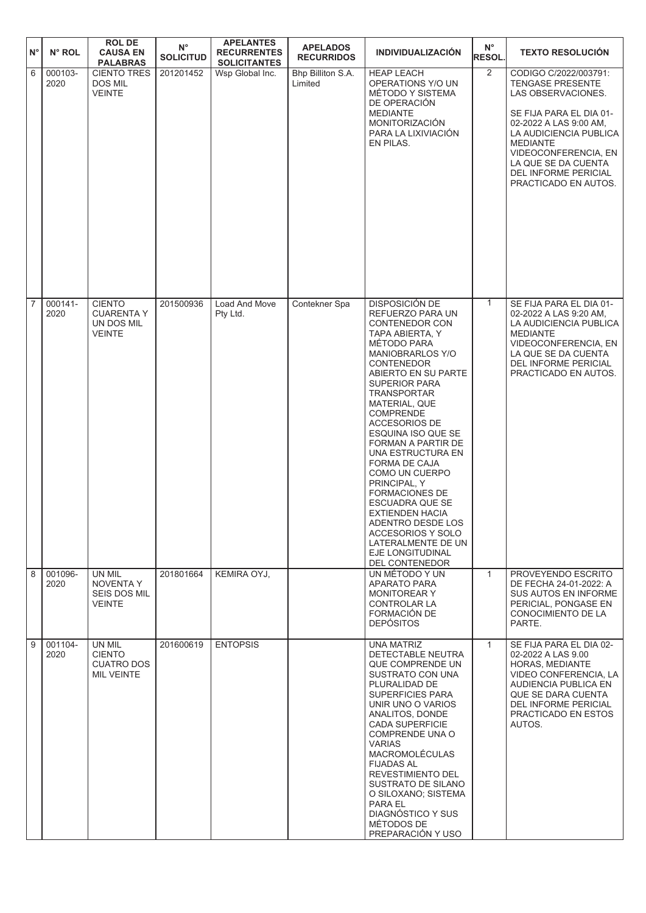| N° | N° ROL | ROL DE CAUSA EN PALABRAS | N° SOLICITUD | APELANTES RECURRENTES SOLICITANTES | APELADOS RECURRIDOS | INDIVIDUALIZACIÓN | N° RESOL. | TEXTO RESOLUCIÓN |
|---|---|---|---|---|---|---|---|---|
| 6 | 000103-2020 | CIENTO TRES DOS MIL VEINTE | 201201452 | Wsp Global Inc. | Bhp Billiton S.A. Limited | HEAP LEACH OPERATIONS Y/O UN MÉTODO Y SISTEMA DE OPERACIÓN MEDIANTE MONITORIZACIÓN PARA LA LIXIVIACIÓN EN PILAS. | 2 | CODIGO C/2022/003791: TENGASE PRESENTE LAS OBSERVACIONES. SE FIJA PARA EL DIA 01-02-2022 A LAS 9:00 AM, LA AUDICIENCIA PUBLICA MEDIANTE VIDEOCONFERENCIA, EN LA QUE SE DA CUENTA DEL INFORME PERICIAL PRACTICADO EN AUTOS. |
| 7 | 000141-2020 | CIENTO CUARENTA Y UN DOS MIL VEINTE | 201500936 | Load And Move Pty Ltd. | Contekner Spa | DISPOSICIÓN DE REFUERZO PARA UN CONTENEDOR CON TAPA ABIERTA, Y MÉTODO PARA MANIOBRARLOS Y/O CONTENEDOR ABIERTO EN SU PARTE SUPERIOR PARA TRANSPORTAR MATERIAL, QUE COMPRENDE ACCESORIOS DE ESQUINA ISO QUE SE FORMAN A PARTIR DE UNA ESTRUCTURA EN FORMA DE CAJA COMO UN CUERPO PRINCIPAL, Y FORMACIONES DE ESCUADRA QUE SE EXTIENDEN HACIA ADENTRO DESDE LOS ACCESORIOS Y SOLO LATERALMENTE DE UN EJE LONGITUDINAL DEL CONTENEDOR | 1 | SE FIJA PARA EL DIA 01-02-2022 A LAS 9:20 AM, LA AUDICIENCIA PUBLICA MEDIANTE VIDEOCONFERENCIA, EN LA QUE SE DA CUENTA DEL INFORME PERICIAL PRACTICADO EN AUTOS. |
| 8 | 001096-2020 | UN MIL NOVENTA Y SEIS DOS MIL VEINTE | 201801664 | KEMIRA OYJ, | | UN MÉTODO Y UN APARATO PARA MONITOREAR Y CONTROLAR LA FORMACIÓN DE DEPÓSITOS | 1 | PROVEYENDO ESCRITO DE FECHA 24-01-2022: A SUS AUTOS EN INFORME PERICIAL, PONGASE EN CONOCIMIENTO DE LA PARTE. |
| 9 | 001104-2020 | UN MIL CIENTO CUATRO DOS MIL VEINTE | 201600619 | ENTOPSIS | | UNA MATRIZ DETECTABLE NEUTRA QUE COMPRENDE UN SUSTRATO CON UNA PLURALIDAD DE SUPERFICIES PARA UNIR UNO O VARIOS ANALITOS, DONDE CADA SUPERFICIE COMPRENDE UNA O VARIAS MACROMOLÉCULAS FIJADAS AL REVESTIMIENTO DEL SUSTRATO DE SILANO O SILOXANO; SISTEMA PARA EL DIAGNÓSTICO Y SUS MÉTODOS DE PREPARACIÓN Y USO | 1 | SE FIJA PARA EL DIA 02-02-2022 A LAS 9.00 HORAS, MEDIANTE VIDEO CONFERENCIA, LA AUDIENCIA PUBLICA EN QUE SE DARA CUENTA DEL INFORME PERICIAL PRACTICADO EN ESTOS AUTOS. |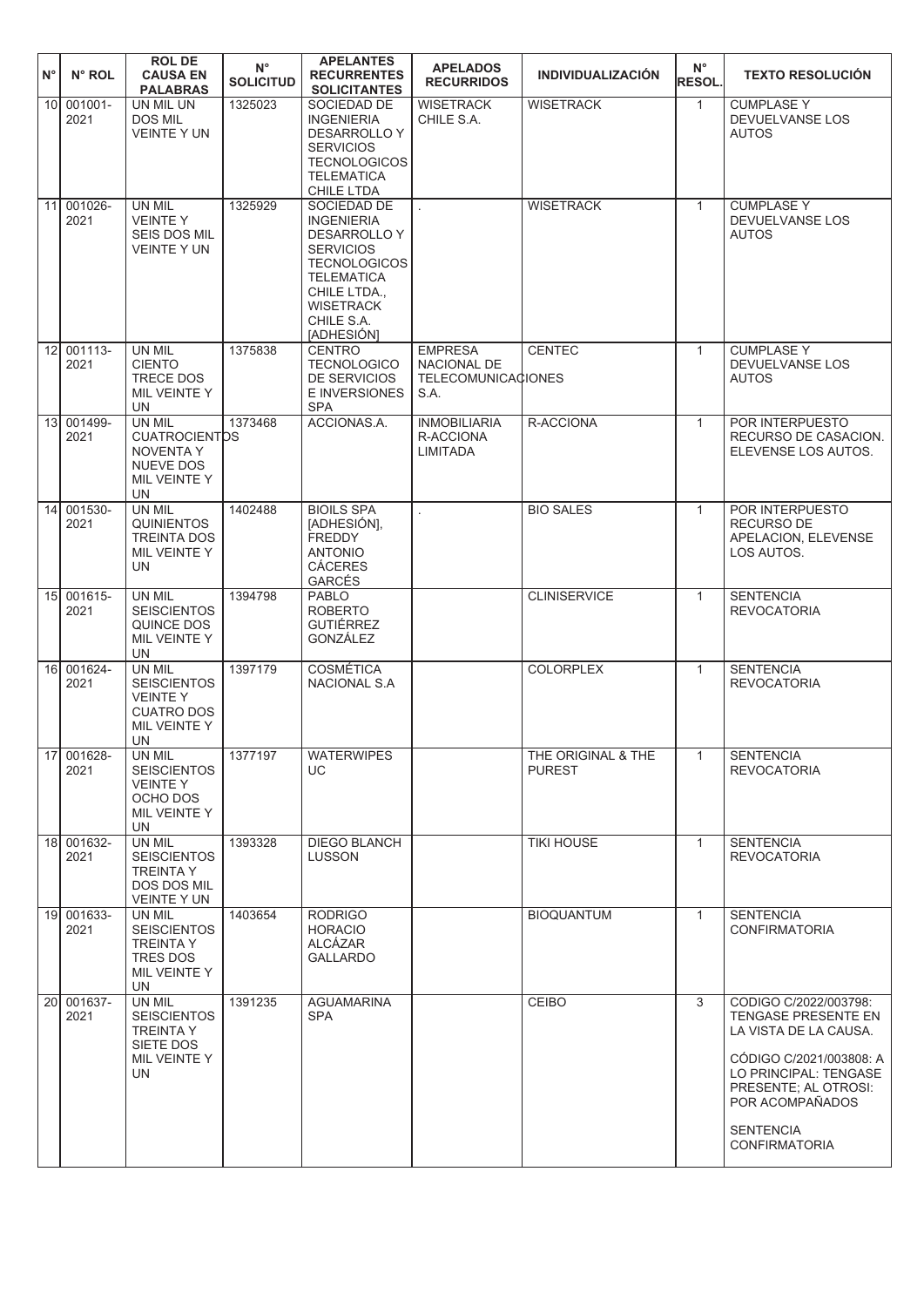| N° | N° ROL | ROL DE CAUSA EN PALABRAS | N° SOLICITUD | APELANTES RECURRENTES SOLICITANTES | APELADOS RECURRIDOS | INDIVIDUALIZACIÓN | N° RESOL. | TEXTO RESOLUCIÓN |
|---|---|---|---|---|---|---|---|---|
| 10 | 001001-2021 | UN MIL UN DOS MIL VEINTE Y UN | 1325023 | SOCIEDAD DE INGENIERIA DESARROLLO Y SERVICIOS TECNOLOGICOS TELEMATICA CHILE LTDA | WISETRACK CHILE S.A. | WISETRACK | 1 | CUMPLASE Y DEVUELVANSE LOS AUTOS |
| 11 | 001026-2021 | UN MIL VEINTE Y SEIS DOS MIL VEINTE Y UN | 1325929 | SOCIEDAD DE INGENIERIA DESARROLLO Y SERVICIOS TECNOLOGICOS TELEMATICA CHILE LTDA., WISETRACK CHILE S.A. [ADHESIÓN] | . | WISETRACK | 1 | CUMPLASE Y DEVUELVANSE LOS AUTOS |
| 12 | 001113-2021 | UN MIL CIENTO TRECE DOS MIL VEINTE Y UN | 1375838 | CENTRO TECNOLOGICO DE SERVICIOS E INVERSIONES SPA | EMPRESA NACIONAL DE TELECOMUNICACIONES S.A. | CENTEC | 1 | CUMPLASE Y DEVUELVANSE LOS AUTOS |
| 13 | 001499-2021 | UN MIL CUATROCIENTOS NOVENTA Y NUEVE DOS MIL VEINTE Y UN | 1373468 | ACCIONAS.A. | INMOBILIARIA R-ACCIONA LIMITADA | R-ACCIONA | 1 | POR INTERPUESTO RECURSO DE CASACION. ELEVENSE LOS AUTOS. |
| 14 | 001530-2021 | UN MIL QUINIENTOS TREINTA DOS MIL VEINTE Y UN | 1402488 | BIOILS SPA [ADHESIÓN], FREDDY ANTONIO CÁCERES GARCÉS | . | BIO SALES | 1 | POR INTERPUESTO RECURSO DE APELACION, ELEVENSE LOS AUTOS. |
| 15 | 001615-2021 | UN MIL SEISCIENTOS QUINCE DOS MIL VEINTE Y UN | 1394798 | PABLO ROBERTO GUTIÉRREZ GONZÁLEZ | | CLINISERVICE | 1 | SENTENCIA REVOCATORIA |
| 16 | 001624-2021 | UN MIL SEISCIENTOS VEINTE Y CUATRO DOS MIL VEINTE Y UN | 1397179 | COSMÉTICA NACIONAL S.A | | COLORPLEX | 1 | SENTENCIA REVOCATORIA |
| 17 | 001628-2021 | UN MIL SEISCIENTOS VEINTE Y OCHO DOS MIL VEINTE Y UN | 1377197 | WATERWIPES UC | | THE ORIGINAL & THE PUREST | 1 | SENTENCIA REVOCATORIA |
| 18 | 001632-2021 | UN MIL SEISCIENTOS TREINTA Y DOS DOS MIL VEINTE Y UN | 1393328 | DIEGO BLANCH LUSSON | | TIKI HOUSE | 1 | SENTENCIA REVOCATORIA |
| 19 | 001633-2021 | UN MIL SEISCIENTOS TREINTA Y TRES DOS MIL VEINTE Y UN | 1403654 | RODRIGO HORACIO ALCÁZAR GALLARDO | | BIOQUANTUM | 1 | SENTENCIA CONFIRMATORIA |
| 20 | 001637-2021 | UN MIL SEISCIENTOS TREINTA Y SIETE DOS MIL VEINTE Y UN | 1391235 | AGUAMARINA SPA | | CEIBO | 3 | CODIGO C/2022/003798: TENGASE PRESENTE EN LA VISTA DE LA CAUSA. CÓDIGO C/2021/003808: A LO PRINCIPAL: TENGASE PRESENTE; AL OTROSI: POR ACOMPAÑADOS SENTENCIA CONFIRMATORIA |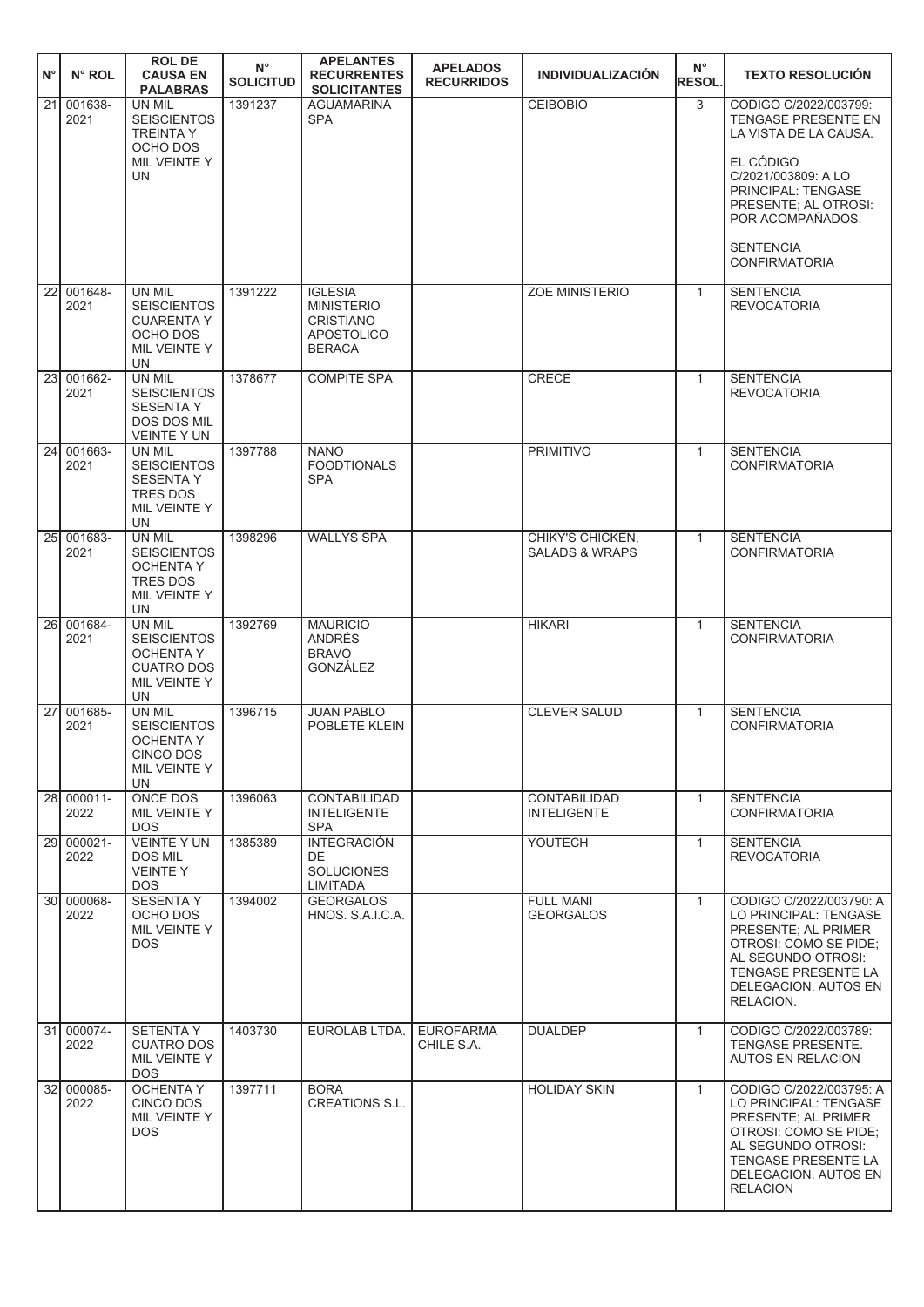| N° | N° ROL | ROL DE CAUSA EN PALABRAS | N° SOLICITUD | APELANTES RECURRENTES SOLICITANTES | APELADOS RECURRIDOS | INDIVIDUALIZACIÓN | N° RESOL. | TEXTO RESOLUCIÓN |
|---|---|---|---|---|---|---|---|---|
| 21 | 001638-2021 | UN MIL SEISCIENTOS TREINTA Y OCHO DOS MIL VEINTE Y UN | 1391237 | AGUAMARINA SPA | | CEIBOBIO | 3 | CODIGO C/2022/003799: TENGASE PRESENTE EN LA VISTA DE LA CAUSA. EL CÓDIGO C/2021/003809: A LO PRINCIPAL: TENGASE PRESENTE; AL OTROSI: POR ACOMPAÑADOS. SENTENCIA CONFIRMATORIA |
| 22 | 001648-2021 | UN MIL SEISCIENTOS CUARENTA Y OCHO DOS MIL VEINTE Y UN | 1391222 | IGLESIA MINISTERIO CRISTIANO APOSTOLICO BERACA | | ZOE MINISTERIO | 1 | SENTENCIA REVOCATORIA |
| 23 | 001662-2021 | UN MIL SEISCIENTOS SESENTA Y DOS DOS MIL VEINTE Y UN | 1378677 | COMPITE SPA | | CRECE | 1 | SENTENCIA REVOCATORIA |
| 24 | 001663-2021 | UN MIL SEISCIENTOS SESENTA Y TRES DOS MIL VEINTE Y UN | 1397788 | NANO FOODTIONALS SPA | | PRIMITIVO | 1 | SENTENCIA CONFIRMATORIA |
| 25 | 001683-2021 | UN MIL SEISCIENTOS OCHENTA Y TRES DOS MIL VEINTE Y UN | 1398296 | WALLYS SPA | | CHIKY'S CHICKEN, SALADS & WRAPS | 1 | SENTENCIA CONFIRMATORIA |
| 26 | 001684-2021 | UN MIL SEISCIENTOS OCHENTA Y CUATRO DOS MIL VEINTE Y UN | 1392769 | MAURICIO ANDRÉS BRAVO GONZÁLEZ | | HIKARI | 1 | SENTENCIA CONFIRMATORIA |
| 27 | 001685-2021 | UN MIL SEISCIENTOS OCHENTA Y CINCO DOS MIL VEINTE Y UN | 1396715 | JUAN PABLO POBLETE KLEIN | | CLEVER SALUD | 1 | SENTENCIA CONFIRMATORIA |
| 28 | 000011-2022 | ONCE DOS MIL VEINTE Y DOS | 1396063 | CONTABILIDAD INTELIGENTE SPA | | CONTABILIDAD INTELIGENTE | 1 | SENTENCIA CONFIRMATORIA |
| 29 | 000021-2022 | VEINTE Y UN DOS MIL VEINTE Y DOS | 1385389 | INTEGRACIÓN DE SOLUCIONES LIMITADA | | YOUTECH | 1 | SENTENCIA REVOCATORIA |
| 30 | 000068-2022 | SESENTA Y OCHO DOS MIL VEINTE Y DOS | 1394002 | GEORGALOS HNOS. S.A.I.C.A. | | FULL MANI GEORGALOS | 1 | CODIGO C/2022/003790: A LO PRINCIPAL: TENGASE PRESENTE; AL PRIMER OTROSI: COMO SE PIDE; AL SEGUNDO OTROSI: TENGASE PRESENTE LA DELEGACION. AUTOS EN RELACION. |
| 31 | 000074-2022 | SETENTA Y CUATRO DOS MIL VEINTE Y DOS | 1403730 | EUROLAB LTDA. | EUROFARMA CHILE S.A. | DUALDEP | 1 | CODIGO C/2022/003789: TENGASE PRESENTE. AUTOS EN RELACION |
| 32 | 000085-2022 | OCHENTA Y CINCO DOS MIL VEINTE Y DOS | 1397711 | BORA CREATIONS S.L. | | HOLIDAY SKIN | 1 | CODIGO C/2022/003795: A LO PRINCIPAL: TENGASE PRESENTE; AL PRIMER OTROSI: COMO SE PIDE; AL SEGUNDO OTROSI: TENGASE PRESENTE LA DELEGACION. AUTOS EN RELACION |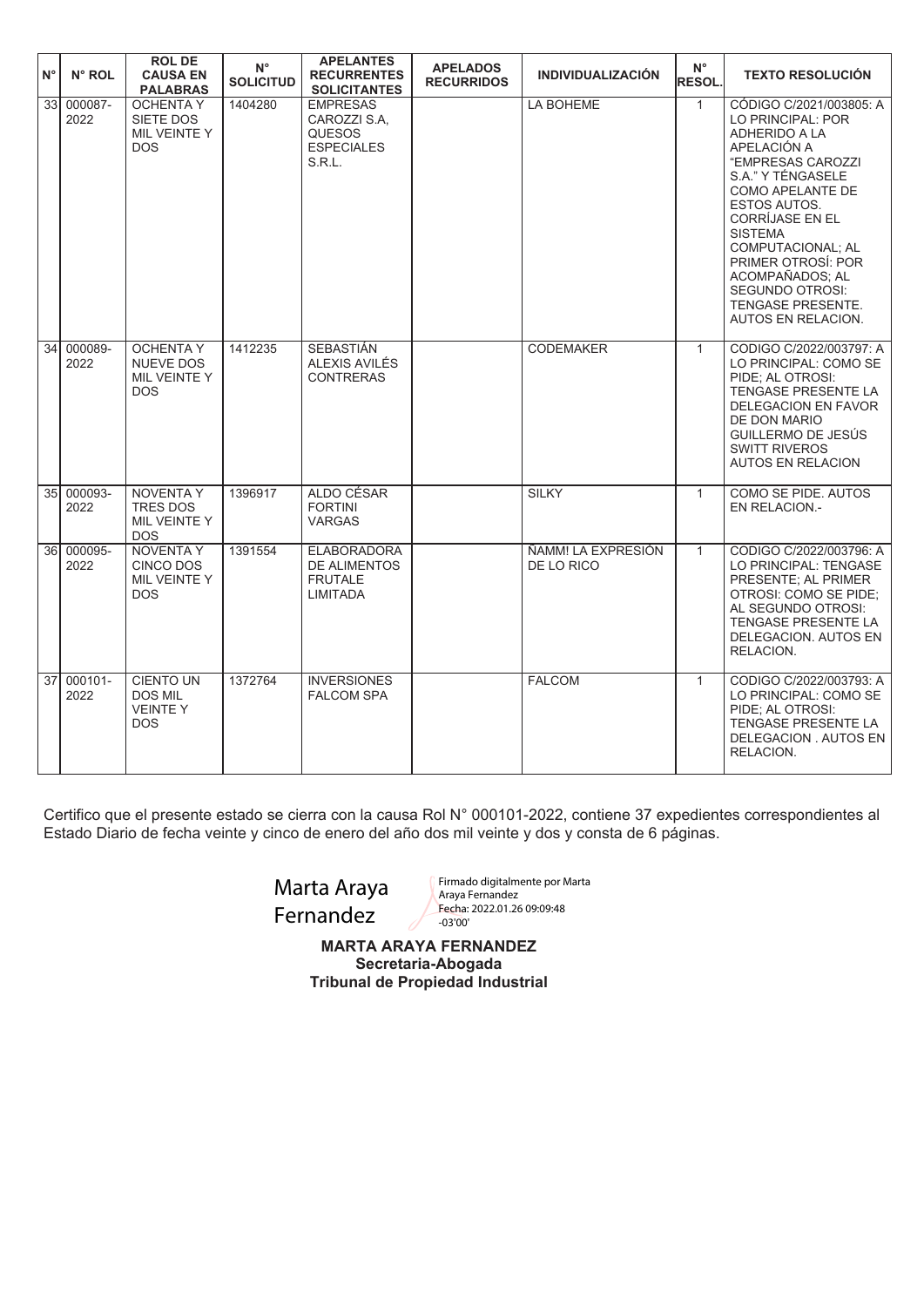| N° | N° ROL | ROL DE CAUSA EN PALABRAS | N° SOLICITUD | APELANTES RECURRENTES SOLICITANTES | APELADOS RECURRIDOS | INDIVIDUALIZACIÓN | N° RESOL. | TEXTO RESOLUCIÓN |
|---|---|---|---|---|---|---|---|---|
| 33 | 000087-2022 | OCHENTA Y SIETE DOS MIL VEINTE Y DOS | 1404280 | EMPRESAS CAROZZI S.A, QUESOS ESPECIALES S.R.L. | | LA BOHEME | 1 | CÓDIGO C/2021/003805: A LO PRINCIPAL: POR ADHERIDO A LA APELACIÓN A "EMPRESAS CAROZZI S.A." Y TÉNGASELE COMO APELANTE DE ESTOS AUTOS. CORRÍJASE EN EL SISTEMA COMPUTACIONAL; AL PRIMER OTROSÍ: POR ACOMPAÑADOS; AL SEGUNDO OTROSI: TENGASE PRESENTE. AUTOS EN RELACION. |
| 34 | 000089-2022 | OCHENTA Y NUEVE DOS MIL VEINTE Y DOS | 1412235 | SEBASTIÁN ALEXIS AVILÉS CONTRERAS | | CODEMAKER | 1 | CODIGO C/2022/003797: A LO PRINCIPAL: COMO SE PIDE; AL OTROSI: TENGASE PRESENTE LA DELEGACION EN FAVOR DE DON MARIO GUILLERMO DE JESÚS SWITT RIVEROS AUTOS EN RELACION |
| 35 | 000093-2022 | NOVENTA Y TRES DOS MIL VEINTE Y DOS | 1396917 | ALDO CÉSAR FORTINI VARGAS | | SILKY | 1 | COMO SE PIDE. AUTOS EN RELACION.- |
| 36 | 000095-2022 | NOVENTA Y CINCO DOS MIL VEINTE Y DOS | 1391554 | ELABORADORA DE ALIMENTOS FRUTALE LIMITADA | | ÑAMM! LA EXPRESIÓN DE LO RICO | 1 | CODIGO C/2022/003796: A LO PRINCIPAL: TENGASE PRESENTE; AL PRIMER OTROSI: COMO SE PIDE; AL SEGUNDO OTROSI: TENGASE PRESENTE LA DELEGACION. AUTOS EN RELACION. |
| 37 | 000101-2022 | CIENTO UN DOS MIL VEINTE Y DOS | 1372764 | INVERSIONES FALCOM SPA | | FALCOM | 1 | CODIGO C/2022/003793: A LO PRINCIPAL: COMO SE PIDE; AL OTROSI: TENGASE PRESENTE LA DELEGACION . AUTOS EN RELACION. |

Certifico que el presente estado se cierra con la causa Rol N° 000101-2022, contiene 37 expedientes correspondientes al Estado Diario de fecha veinte y cinco de enero del año dos mil veinte y dos y consta de 6 páginas.

Marta Araya Fernandez

Firmado digitalmente por Marta Araya Fernandez
Fecha: 2022.01.26 09:09:48 -03'00'

**MARTA ARAYA FERNANDEZ**
**Secretaria-Abogada**
**Tribunal de Propiedad Industrial**